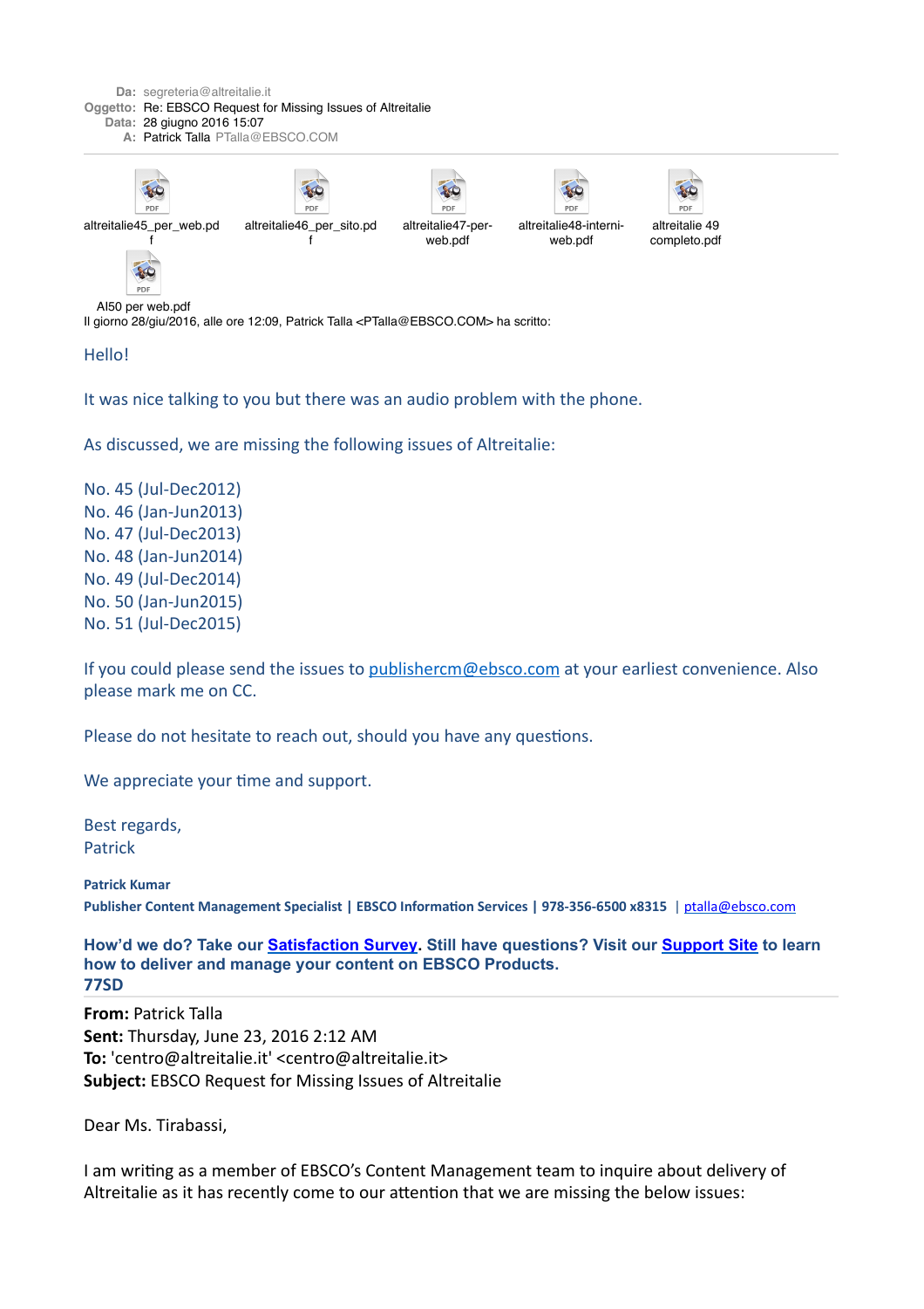**Da:** segreteria@altreitalie.it
**Oggetto:** Re: EBSCO Request for Missing Issues of Altreitalie
**Data:** 28 giugno 2016 15:07
**A:** Patrick Talla PTalla@EBSCO.COM

altreitalie45_per_web.pdf
altreitalie46_per_sito.pdf
altreitalie47-per-web.pdf
altreitalie48-interni-web.pdf
altreitalie 49 completo.pdf
AI50 per web.pdf

Il giorno 28/giu/2016, alle ore 12:09, Patrick Talla <PTalla@EBSCO.COM> ha scritto:

Hello!

It was nice talking to you but there was an audio problem with the phone.

As discussed, we are missing the following issues of Altreitalie:

No. 45 (Jul-Dec2012)
No. 46 (Jan-Jun2013)
No. 47 (Jul-Dec2013)
No. 48 (Jan-Jun2014)
No. 49 (Jul-Dec2014)
No. 50 (Jan-Jun2015)
No. 51 (Jul-Dec2015)

If you could please send the issues to publishercm@ebsco.com at your earliest convenience. Also please mark me on CC.

Please do not hesitate to reach out, should you have any questions.

We appreciate your time and support.

Best regards,
Patrick

**Patrick Kumar**
**Publisher Content Management Specialist | EBSCO Information Services | 978-356-6500 x8315** | ptalla@ebsco.com

**How'd we do? Take our Satisfaction Survey. Still have questions? Visit our Support Site to learn how to deliver and manage your content on EBSCO Products.**
**77SD**

---

**From:** Patrick Talla
**Sent:** Thursday, June 23, 2016 2:12 AM
**To:** 'centro@altreitalie.it' <centro@altreitalie.it>
**Subject:** EBSCO Request for Missing Issues of Altreitalie

Dear Ms. Tirabassi,

I am writing as a member of EBSCO's Content Management team to inquire about delivery of Altreitalie as it has recently come to our attention that we are missing the below issues: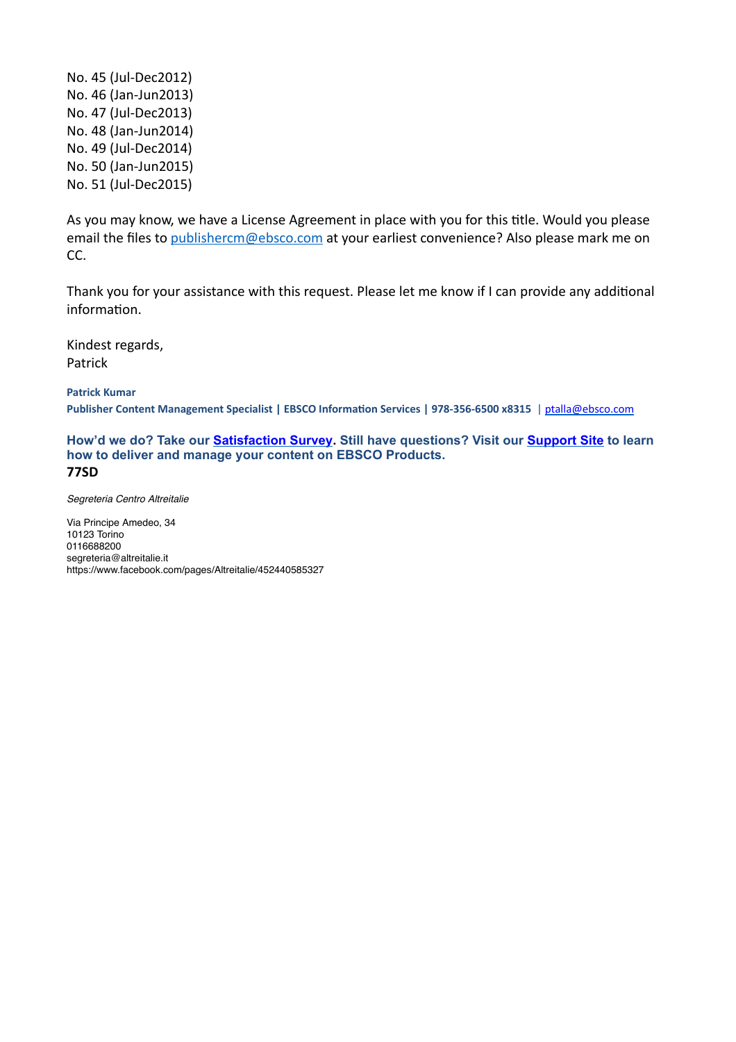No. 45 (Jul-Dec2012)
No. 46 (Jan-Jun2013)
No. 47 (Jul-Dec2013)
No. 48 (Jan-Jun2014)
No. 49 (Jul-Dec2014)
No. 50 (Jan-Jun2015)
No. 51 (Jul-Dec2015)

As you may know, we have a License Agreement in place with you for this title. Would you please email the files to publishercm@ebsco.com at your earliest convenience? Also please mark me on CC.

Thank you for your assistance with this request. Please let me know if I can provide any additional information.

Kindest regards,
Patrick

**Patrick Kumar**
**Publisher Content Management Specialist | EBSCO Information Services | 978-356-6500 x8315** | ptalla@ebsco.com

**How'd we do? Take our Satisfaction Survey. Still have questions? Visit our Support Site to learn how to deliver and manage your content on EBSCO Products.**
**77SD**

*Segreteria Centro Altreitalie*

Via Principe Amedeo, 34
10123 Torino
0116688200
segreteria@altreitalie.it
https://www.facebook.com/pages/Altreitalie/452440585327